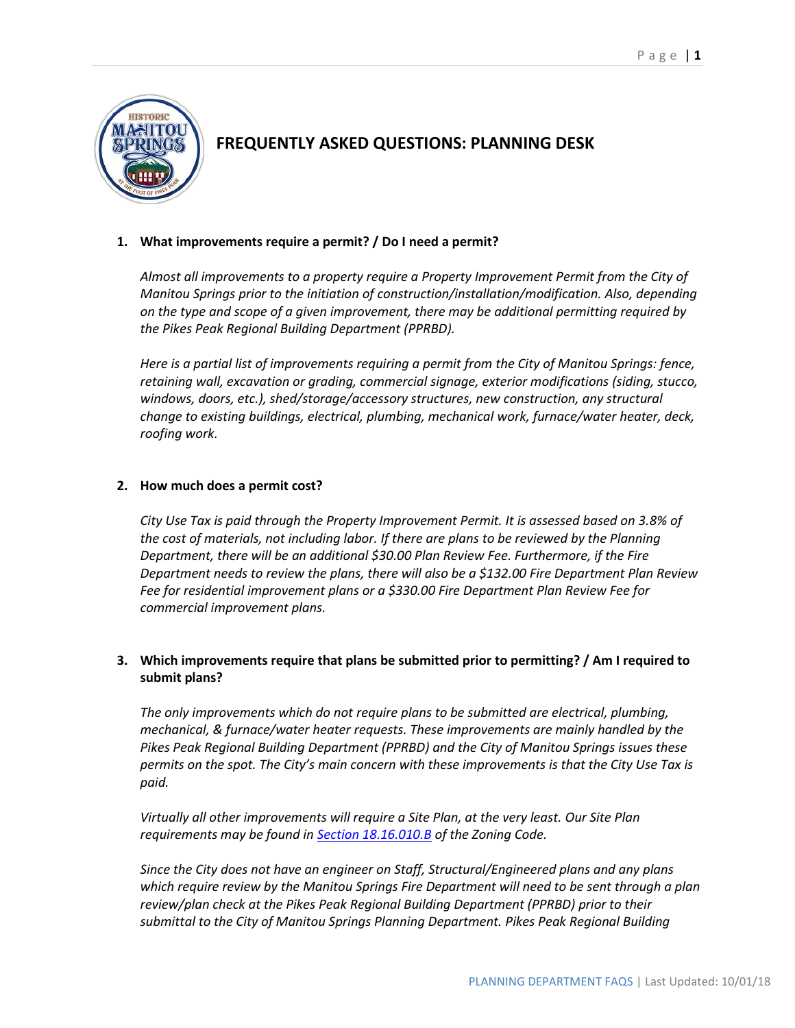# FREQUENTLY ASKED QUESTIONS: PLANNING DESK

1. **What improvements require a permit? / Do I need a permit?**

   *Almost all improvements to a property require a Property Improvement Permit from the City of Manitou Springs prior to the initiation of construction/installation/modification. Also, depending on the type and scope of a given improvement, there may be additional permitting required by the Pikes Peak Regional Building Department (PPRBD).*

   *Here is a partial list of improvements requiring a permit from the City of Manitou Springs: fence, retaining wall, excavation or grading, commercial signage, exterior modifications (siding, stucco, windows, doors, etc.), shed/storage/accessory structures, new construction, any structural change to existing buildings, electrical, plumbing, mechanical work, furnace/water heater, deck, roofing work.*

2. **How much does a permit cost?**

   *City Use Tax is paid through the Property Improvement Permit. It is assessed based on 3.8% of the cost of materials, not including labor. If there are plans to be reviewed by the Planning Department, there will be an additional $30.00 Plan Review Fee. Furthermore, if the Fire Department needs to review the plans, there will also be a $132.00 Fire Department Plan Review Fee for residential improvement plans or a $330.00 Fire Department Plan Review Fee for commercial improvement plans.*

3. **Which improvements require that plans be submitted prior to permitting? / Am I required to submit plans?**

   *The only improvements which do not require plans to be submitted are electrical, plumbing, mechanical, & furnace/water heater requests. These improvements are mainly handled by the Pikes Peak Regional Building Department (PPRBD) and the City of Manitou Springs issues these permits on the spot. The City's main concern with these improvements is that the City Use Tax is paid.*

   *Virtually all other improvements will require a Site Plan, at the very least. Our Site Plan requirements may be found in [Section 18.16.010.B](Section 18.16.010.B) of the Zoning Code.*

   *Since the City does not have an engineer on Staff, Structural/Engineered plans and any plans which require review by the Manitou Springs Fire Department will need to be sent through a plan review/plan check at the Pikes Peak Regional Building Department (PPRBD) prior to their submittal to the City of Manitou Springs Planning Department. Pikes Peak Regional Building*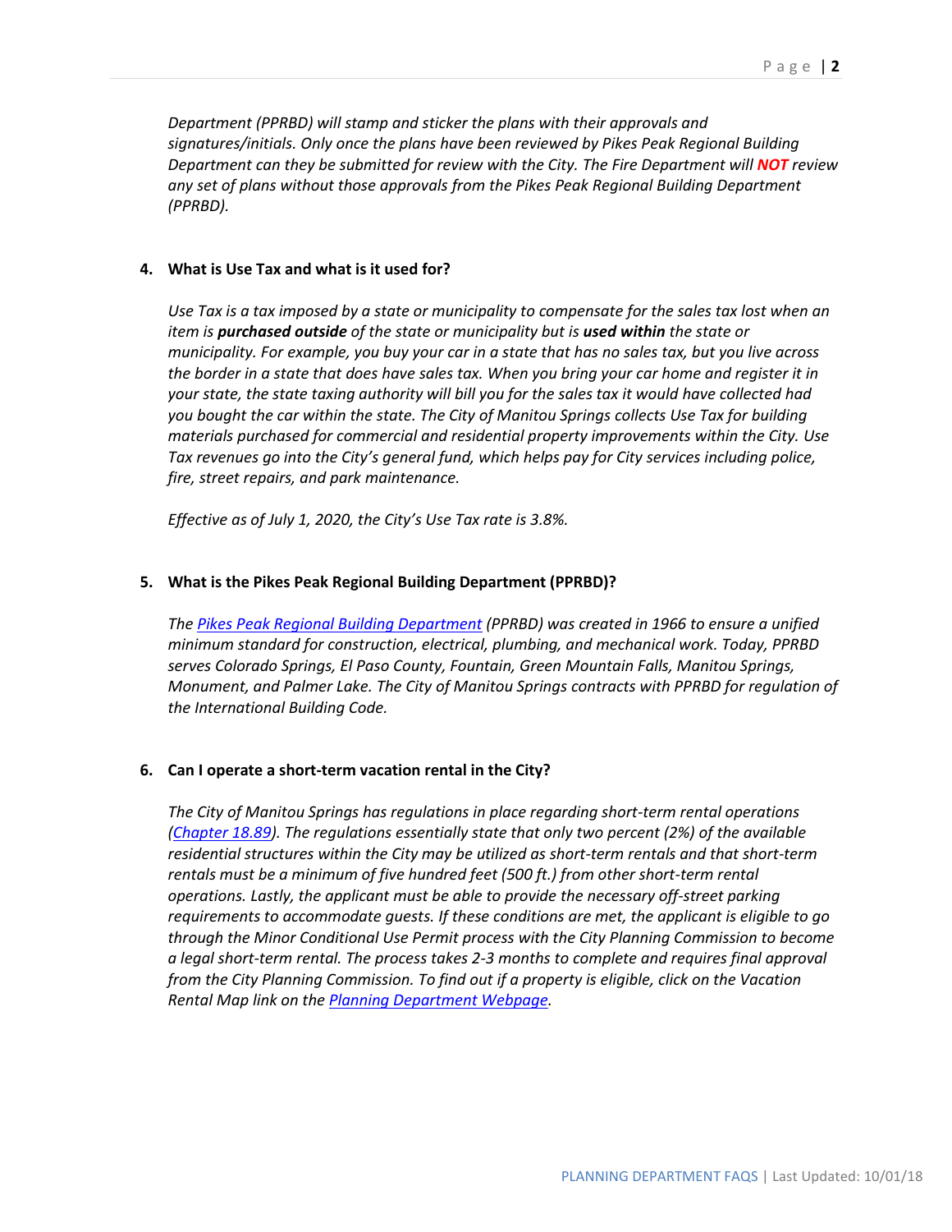*Department (PPRBD) will stamp and sticker the plans with their approvals and signatures/initials. Only once the plans have been reviewed by Pikes Peak Regional Building Department can they be submitted for review with the City. The Fire Department will **NOT** review any set of plans without those approvals from the Pikes Peak Regional Building Department (PPRBD).*

**4. What is Use Tax and what is it used for?**

*Use Tax is a tax imposed by a state or municipality to compensate for the sales tax lost when an item is **purchased outside** of the state or municipality but is **used within** the state or municipality. For example, you buy your car in a state that has no sales tax, but you live across the border in a state that does have sales tax. When you bring your car home and register it in your state, the state taxing authority will bill you for the sales tax it would have collected had you bought the car within the state. The City of Manitou Springs collects Use Tax for building materials purchased for commercial and residential property improvements within the City. Use Tax revenues go into the City's general fund, which helps pay for City services including police, fire, street repairs, and park maintenance.*

*Effective as of July 1, 2020, the City's Use Tax rate is 3.8%.*

**5. What is the Pikes Peak Regional Building Department (PPRBD)?**

*The Pikes Peak Regional Building Department (PPRBD) was created in 1966 to ensure a unified minimum standard for construction, electrical, plumbing, and mechanical work. Today, PPRBD serves Colorado Springs, El Paso County, Fountain, Green Mountain Falls, Manitou Springs, Monument, and Palmer Lake. The City of Manitou Springs contracts with PPRBD for regulation of the International Building Code.*

**6. Can I operate a short-term vacation rental in the City?**

*The City of Manitou Springs has regulations in place regarding short-term rental operations (Chapter 18.89). The regulations essentially state that only two percent (2%) of the available residential structures within the City may be utilized as short-term rentals and that short-term rentals must be a minimum of five hundred feet (500 ft.) from other short-term rental operations. Lastly, the applicant must be able to provide the necessary off-street parking requirements to accommodate guests. If these conditions are met, the applicant is eligible to go through the Minor Conditional Use Permit process with the City Planning Commission to become a legal short-term rental. The process takes 2-3 months to complete and requires final approval from the City Planning Commission. To find out if a property is eligible, click on the Vacation Rental Map link on the Planning Department Webpage.*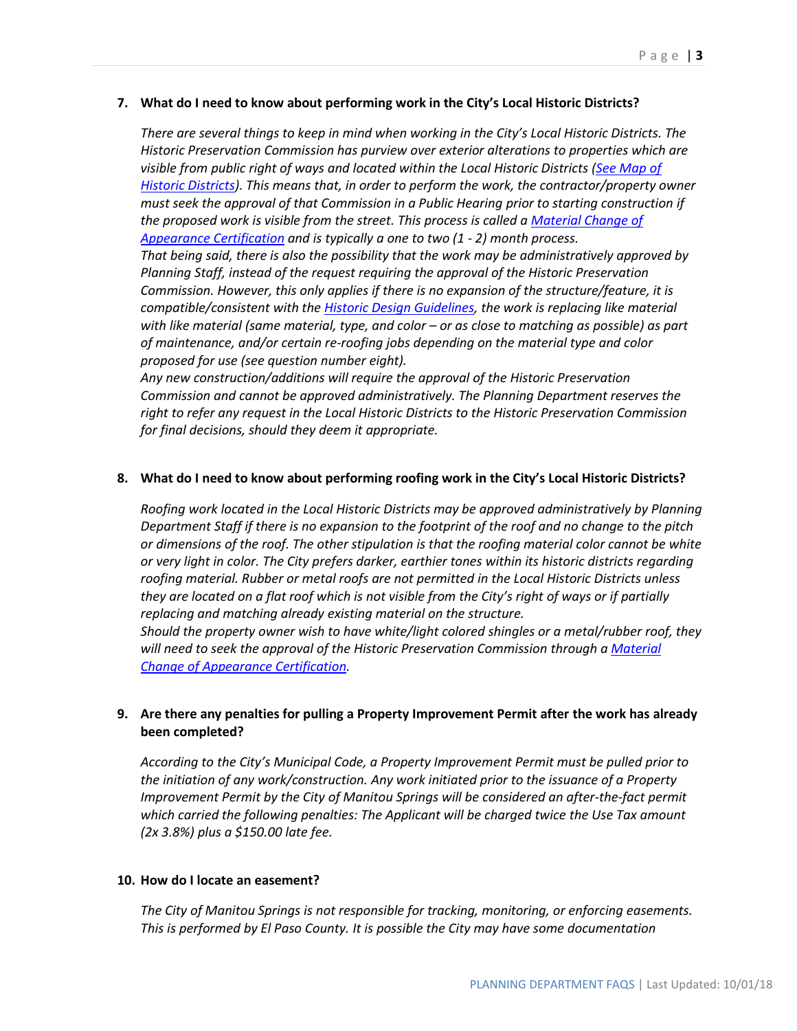7. **What do I need to know about performing work in the City's Local Historic Districts?**

   *There are several things to keep in mind when working in the City's Local Historic Districts. The Historic Preservation Commission has purview over exterior alterations to properties which are visible from public right of ways and located within the Local Historic Districts ([See Map of Historic Districts]()). This means that, in order to perform the work, the contractor/property owner must seek the approval of that Commission in a Public Hearing prior to starting construction if the proposed work is visible from the street. This process is called a [Material Change of Appearance Certification]() and is typically a one to two (1 - 2) month process.*

   *That being said, there is also the possibility that the work may be administratively approved by Planning Staff, instead of the request requiring the approval of the Historic Preservation Commission. However, this only applies if there is no expansion of the structure/feature, it is compatible/consistent with the [Historic Design Guidelines](), the work is replacing like material with like material (same material, type, and color – or as close to matching as possible) as part of maintenance, and/or certain re-roofing jobs depending on the material type and color proposed for use (see question number eight).*

   *Any new construction/additions will require the approval of the Historic Preservation Commission and cannot be approved administratively. The Planning Department reserves the right to refer any request in the Local Historic Districts to the Historic Preservation Commission for final decisions, should they deem it appropriate.*

8. **What do I need to know about performing roofing work in the City's Local Historic Districts?**

   *Roofing work located in the Local Historic Districts may be approved administratively by Planning Department Staff if there is no expansion to the footprint of the roof and no change to the pitch or dimensions of the roof. The other stipulation is that the roofing material color cannot be white or very light in color. The City prefers darker, earthier tones within its historic districts regarding roofing material. Rubber or metal roofs are not permitted in the Local Historic Districts unless they are located on a flat roof which is not visible from the City's right of ways or if partially replacing and matching already existing material on the structure.*

   *Should the property owner wish to have white/light colored shingles or a metal/rubber roof, they will need to seek the approval of the Historic Preservation Commission through a [Material Change of Appearance Certification]().*

9. **Are there any penalties for pulling a Property Improvement Permit after the work has already been completed?**

   *According to the City's Municipal Code, a Property Improvement Permit must be pulled prior to the initiation of any work/construction. Any work initiated prior to the issuance of a Property Improvement Permit by the City of Manitou Springs will be considered an after-the-fact permit which carried the following penalties: The Applicant will be charged twice the Use Tax amount (2x 3.8%) plus a $150.00 late fee.*

10. **How do I locate an easement?**

    *The City of Manitou Springs is not responsible for tracking, monitoring, or enforcing easements. This is performed by El Paso County. It is possible the City may have some documentation*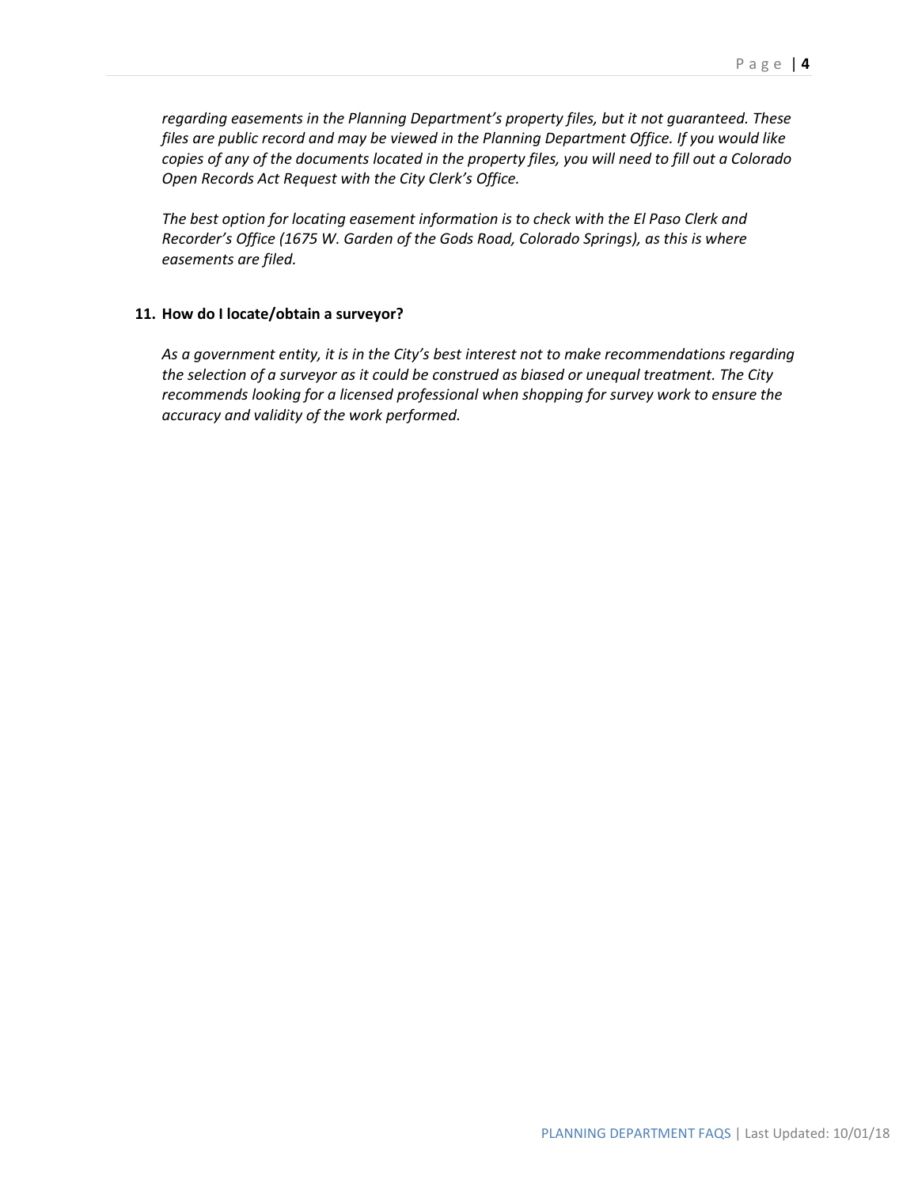*regarding easements in the Planning Department's property files, but it not guaranteed. These files are public record and may be viewed in the Planning Department Office. If you would like copies of any of the documents located in the property files, you will need to fill out a Colorado Open Records Act Request with the City Clerk's Office.*

*The best option for locating easement information is to check with the El Paso Clerk and Recorder's Office (1675 W. Garden of the Gods Road, Colorado Springs), as this is where easements are filed.*

**11. How do I locate/obtain a surveyor?**

*As a government entity, it is in the City's best interest not to make recommendations regarding the selection of a surveyor as it could be construed as biased or unequal treatment. The City recommends looking for a licensed professional when shopping for survey work to ensure the accuracy and validity of the work performed.*